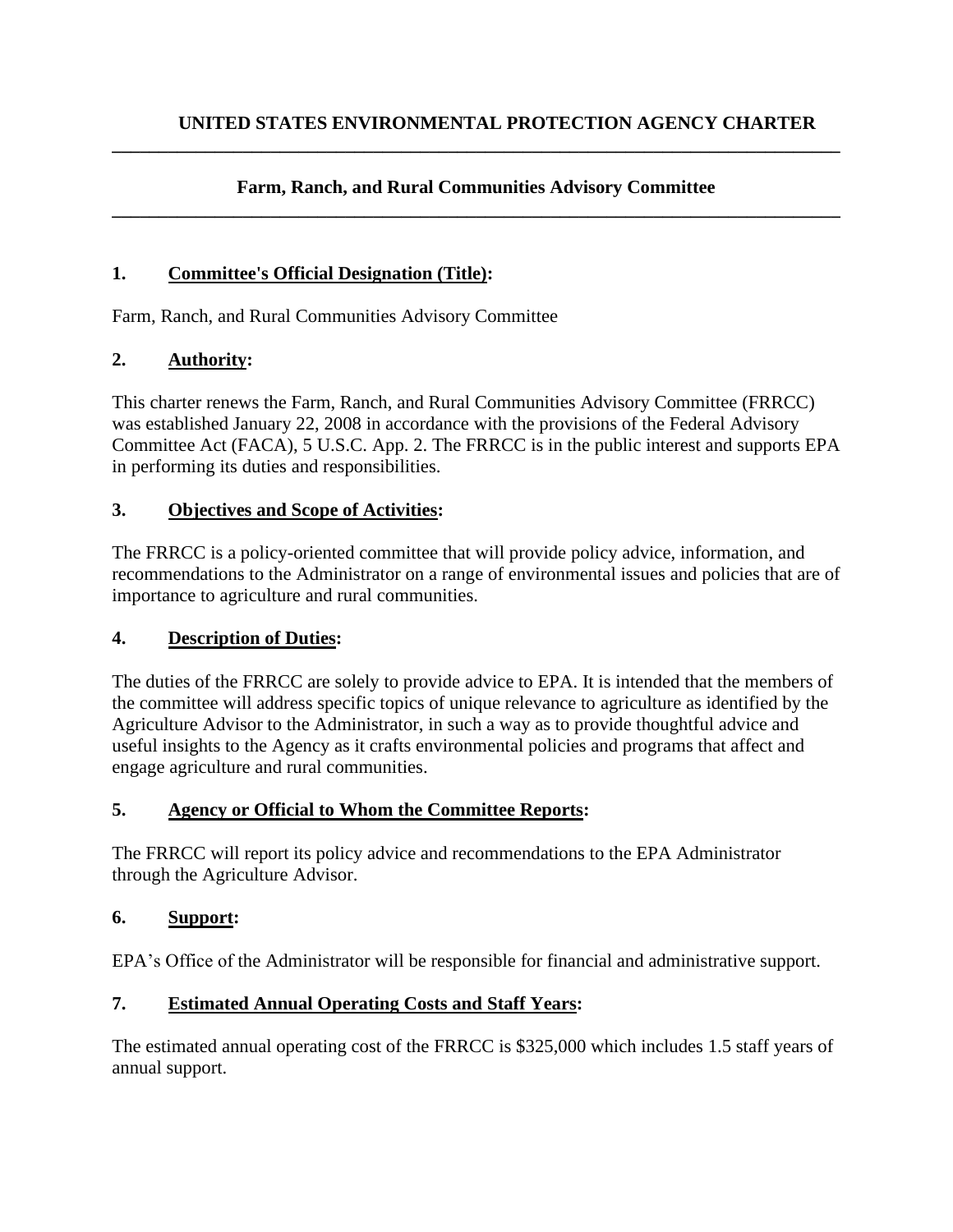# UNITED STATES ENVIRONMENTAL PROTECTION AGENCY CHARTER

## Farm, Ranch, and Rural Communities Advisory Committee

### 1. Committee's Official Designation (Title):

Farm, Ranch, and Rural Communities Advisory Committee

### 2. Authority:

This charter renews the Farm, Ranch, and Rural Communities Advisory Committee (FRRCC) was established January 22, 2008 in accordance with the provisions of the Federal Advisory Committee Act (FACA), 5 U.S.C. App. 2. The FRRCC is in the public interest and supports EPA in performing its duties and responsibilities.

### 3. Objectives and Scope of Activities:

The FRRCC is a policy-oriented committee that will provide policy advice, information, and recommendations to the Administrator on a range of environmental issues and policies that are of importance to agriculture and rural communities.

### 4. Description of Duties:

The duties of the FRRCC are solely to provide advice to EPA. It is intended that the members of the committee will address specific topics of unique relevance to agriculture as identified by the Agriculture Advisor to the Administrator, in such a way as to provide thoughtful advice and useful insights to the Agency as it crafts environmental policies and programs that affect and engage agriculture and rural communities.

### 5. Agency or Official to Whom the Committee Reports:

The FRRCC will report its policy advice and recommendations to the EPA Administrator through the Agriculture Advisor.

### 6. Support:

EPA's Office of the Administrator will be responsible for financial and administrative support.

### 7. Estimated Annual Operating Costs and Staff Years:

The estimated annual operating cost of the FRRCC is $325,000 which includes 1.5 staff years of annual support.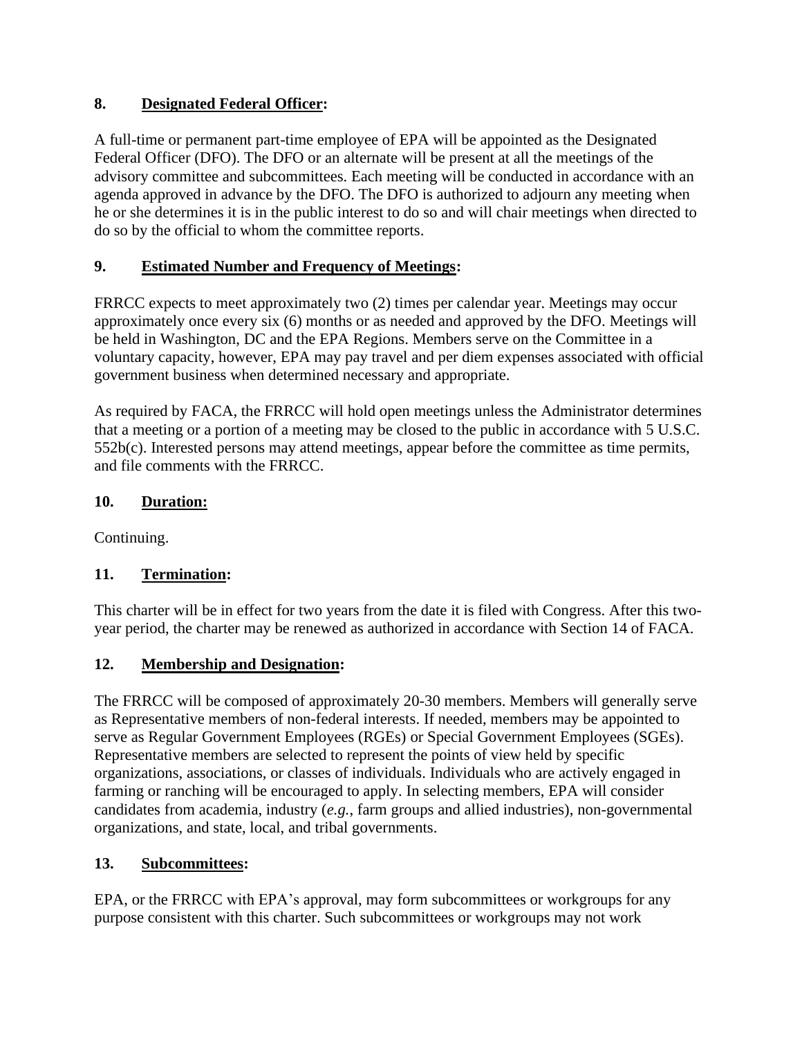## 8. Designated Federal Officer:

A full-time or permanent part-time employee of EPA will be appointed as the Designated Federal Officer (DFO). The DFO or an alternate will be present at all the meetings of the advisory committee and subcommittees. Each meeting will be conducted in accordance with an agenda approved in advance by the DFO. The DFO is authorized to adjourn any meeting when he or she determines it is in the public interest to do so and will chair meetings when directed to do so by the official to whom the committee reports.

## 9. Estimated Number and Frequency of Meetings:

FRRCC expects to meet approximately two (2) times per calendar year. Meetings may occur approximately once every six (6) months or as needed and approved by the DFO. Meetings will be held in Washington, DC and the EPA Regions. Members serve on the Committee in a voluntary capacity, however, EPA may pay travel and per diem expenses associated with official government business when determined necessary and appropriate.

As required by FACA, the FRRCC will hold open meetings unless the Administrator determines that a meeting or a portion of a meeting may be closed to the public in accordance with 5 U.S.C. 552b(c). Interested persons may attend meetings, appear before the committee as time permits, and file comments with the FRRCC.

## 10. Duration:

Continuing.

## 11. Termination:

This charter will be in effect for two years from the date it is filed with Congress. After this two-year period, the charter may be renewed as authorized in accordance with Section 14 of FACA.

## 12. Membership and Designation:

The FRRCC will be composed of approximately 20-30 members. Members will generally serve as Representative members of non-federal interests. If needed, members may be appointed to serve as Regular Government Employees (RGEs) or Special Government Employees (SGEs). Representative members are selected to represent the points of view held by specific organizations, associations, or classes of individuals. Individuals who are actively engaged in farming or ranching will be encouraged to apply. In selecting members, EPA will consider candidates from academia, industry (*e.g.*, farm groups and allied industries), non-governmental organizations, and state, local, and tribal governments.

## 13. Subcommittees:

EPA, or the FRRCC with EPA's approval, may form subcommittees or workgroups for any purpose consistent with this charter. Such subcommittees or workgroups may not work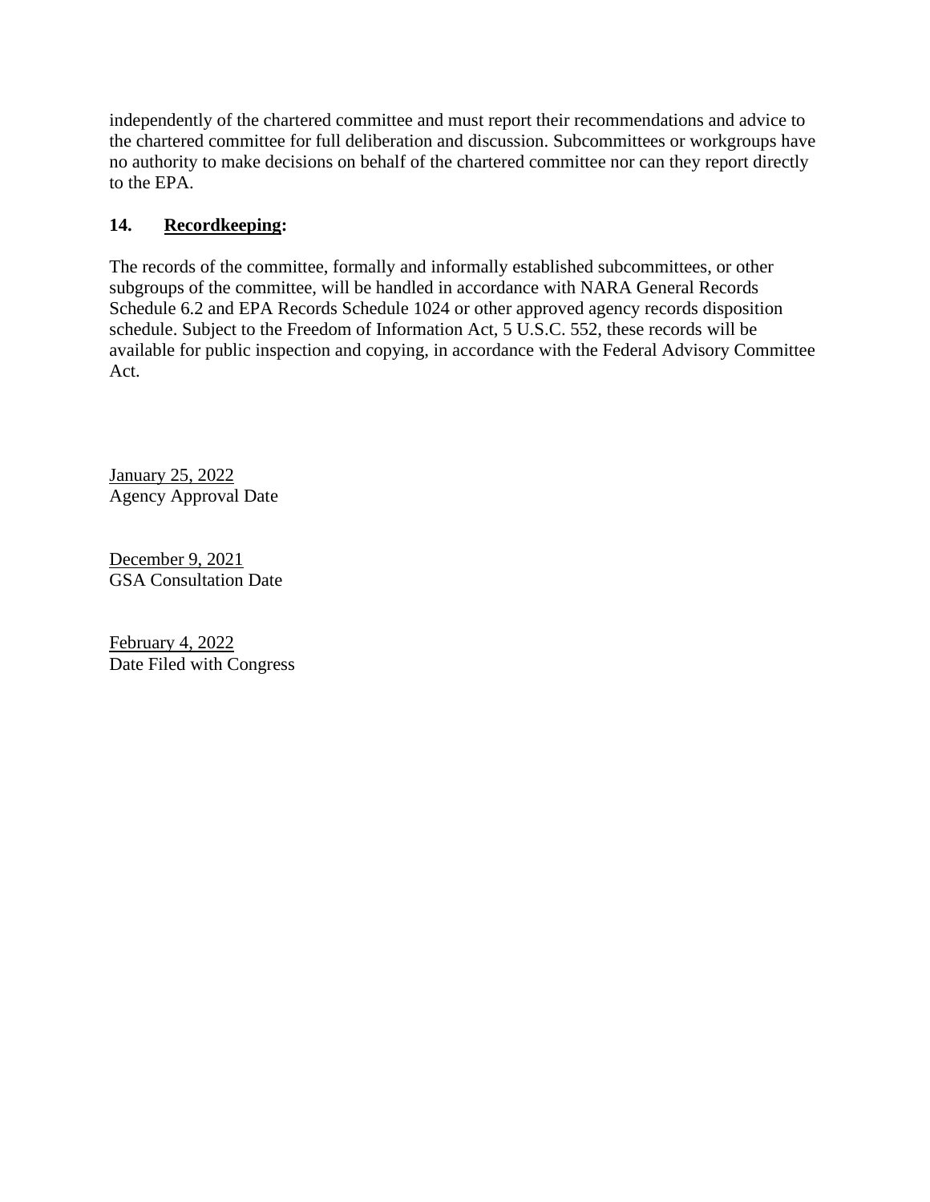independently of the chartered committee and must report their recommendations and advice to the chartered committee for full deliberation and discussion. Subcommittees or workgroups have no authority to make decisions on behalf of the chartered committee nor can they report directly to the EPA.

## 14. Recordkeeping:

The records of the committee, formally and informally established subcommittees, or other subgroups of the committee, will be handled in accordance with NARA General Records Schedule 6.2 and EPA Records Schedule 1024 or other approved agency records disposition schedule. Subject to the Freedom of Information Act, 5 U.S.C. 552, these records will be available for public inspection and copying, in accordance with the Federal Advisory Committee Act.

January 25, 2022
Agency Approval Date

December 9, 2021
GSA Consultation Date

February 4, 2022
Date Filed with Congress